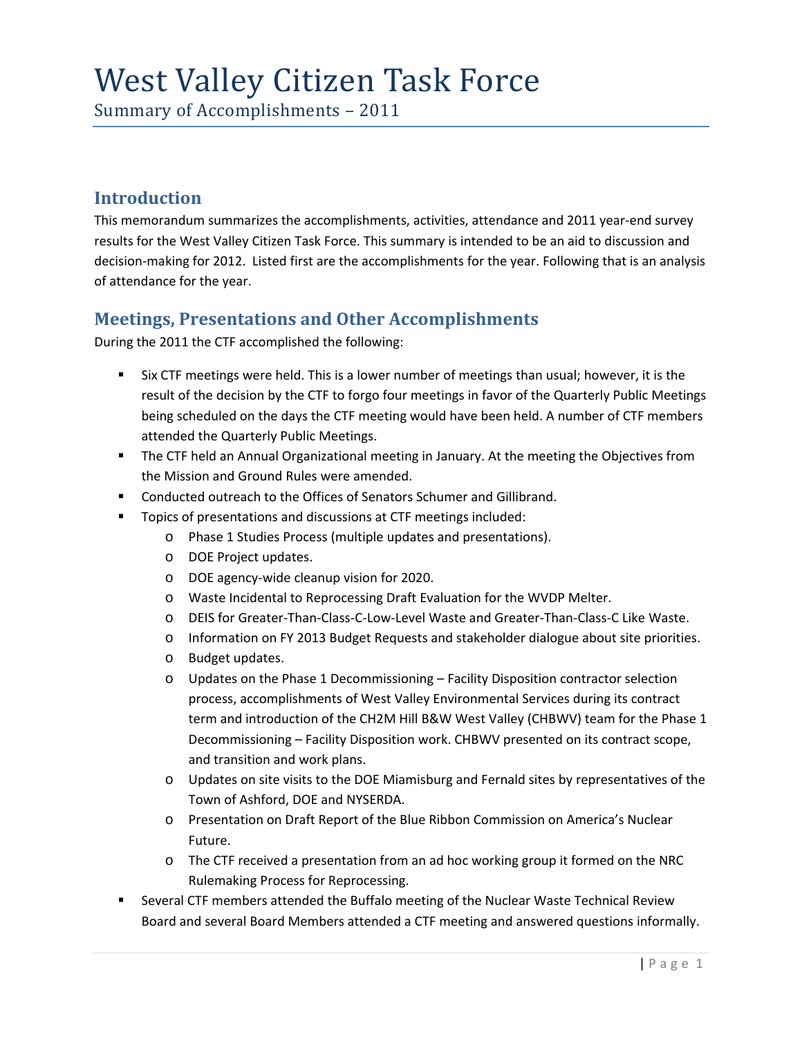# West Valley Citizen Task Force

Summary of Accomplishments – 2011

## Introduction

This memorandum summarizes the accomplishments, activities, attendance and 2011 year-end survey results for the West Valley Citizen Task Force. This summary is intended to be an aid to discussion and decision-making for 2012. Listed first are the accomplishments for the year. Following that is an analysis of attendance for the year.

## Meetings, Presentations and Other Accomplishments

During the 2011 the CTF accomplished the following:

- Six CTF meetings were held. This is a lower number of meetings than usual; however, it is the result of the decision by the CTF to forgo four meetings in favor of the Quarterly Public Meetings being scheduled on the days the CTF meeting would have been held. A number of CTF members attended the Quarterly Public Meetings.
- The CTF held an Annual Organizational meeting in January. At the meeting the Objectives from the Mission and Ground Rules were amended.
- Conducted outreach to the Offices of Senators Schumer and Gillibrand.
- Topics of presentations and discussions at CTF meetings included:
  - Phase 1 Studies Process (multiple updates and presentations).
  - DOE Project updates.
  - DOE agency-wide cleanup vision for 2020.
  - Waste Incidental to Reprocessing Draft Evaluation for the WVDP Melter.
  - DEIS for Greater-Than-Class-C-Low-Level Waste and Greater-Than-Class-C Like Waste.
  - Information on FY 2013 Budget Requests and stakeholder dialogue about site priorities.
  - Budget updates.
  - Updates on the Phase 1 Decommissioning – Facility Disposition contractor selection process, accomplishments of West Valley Environmental Services during its contract term and introduction of the CH2M Hill B&W West Valley (CHBWV) team for the Phase 1 Decommissioning – Facility Disposition work. CHBWV presented on its contract scope, and transition and work plans.
  - Updates on site visits to the DOE Miamisburg and Fernald sites by representatives of the Town of Ashford, DOE and NYSERDA.
  - Presentation on Draft Report of the Blue Ribbon Commission on America's Nuclear Future.
  - The CTF received a presentation from an ad hoc working group it formed on the NRC Rulemaking Process for Reprocessing.
- Several CTF members attended the Buffalo meeting of the Nuclear Waste Technical Review Board and several Board Members attended a CTF meeting and answered questions informally.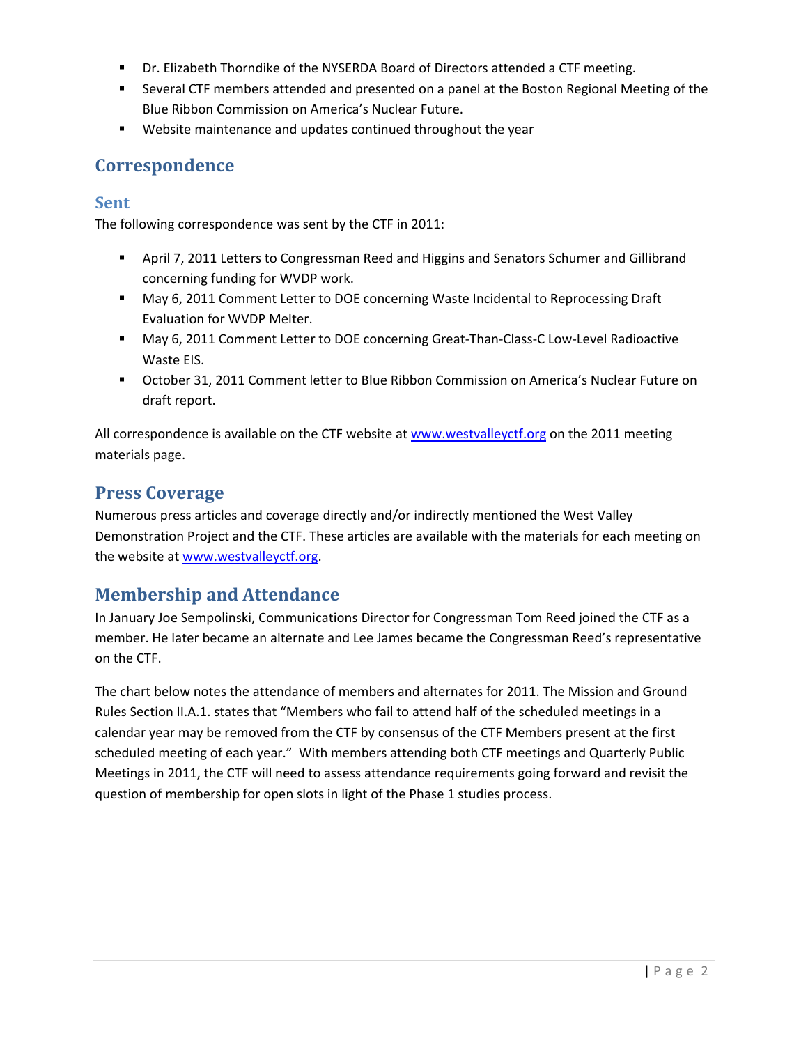- Dr. Elizabeth Thorndike of the NYSERDA Board of Directors attended a CTF meeting.
- Several CTF members attended and presented on a panel at the Boston Regional Meeting of the Blue Ribbon Commission on America's Nuclear Future.
- Website maintenance and updates continued throughout the year

## Correspondence

### Sent

The following correspondence was sent by the CTF in 2011:

- April 7, 2011 Letters to Congressman Reed and Higgins and Senators Schumer and Gillibrand concerning funding for WVDP work.
- May 6, 2011 Comment Letter to DOE concerning Waste Incidental to Reprocessing Draft Evaluation for WVDP Melter.
- May 6, 2011 Comment Letter to DOE concerning Great-Than-Class-C Low-Level Radioactive Waste EIS.
- October 31, 2011 Comment letter to Blue Ribbon Commission on America's Nuclear Future on draft report.

All correspondence is available on the CTF website at [www.westvalleyctf.org](http://www.westvalleyctf.org) on the 2011 meeting materials page.

## Press Coverage

Numerous press articles and coverage directly and/or indirectly mentioned the West Valley Demonstration Project and the CTF. These articles are available with the materials for each meeting on the website at [www.westvalleyctf.org](http://www.westvalleyctf.org).

## Membership and Attendance

In January Joe Sempolinski, Communications Director for Congressman Tom Reed joined the CTF as a member. He later became an alternate and Lee James became the Congressman Reed's representative on the CTF.

The chart below notes the attendance of members and alternates for 2011. The Mission and Ground Rules Section II.A.1. states that "Members who fail to attend half of the scheduled meetings in a calendar year may be removed from the CTF by consensus of the CTF Members present at the first scheduled meeting of each year." With members attending both CTF meetings and Quarterly Public Meetings in 2011, the CTF will need to assess attendance requirements going forward and revisit the question of membership for open slots in light of the Phase 1 studies process.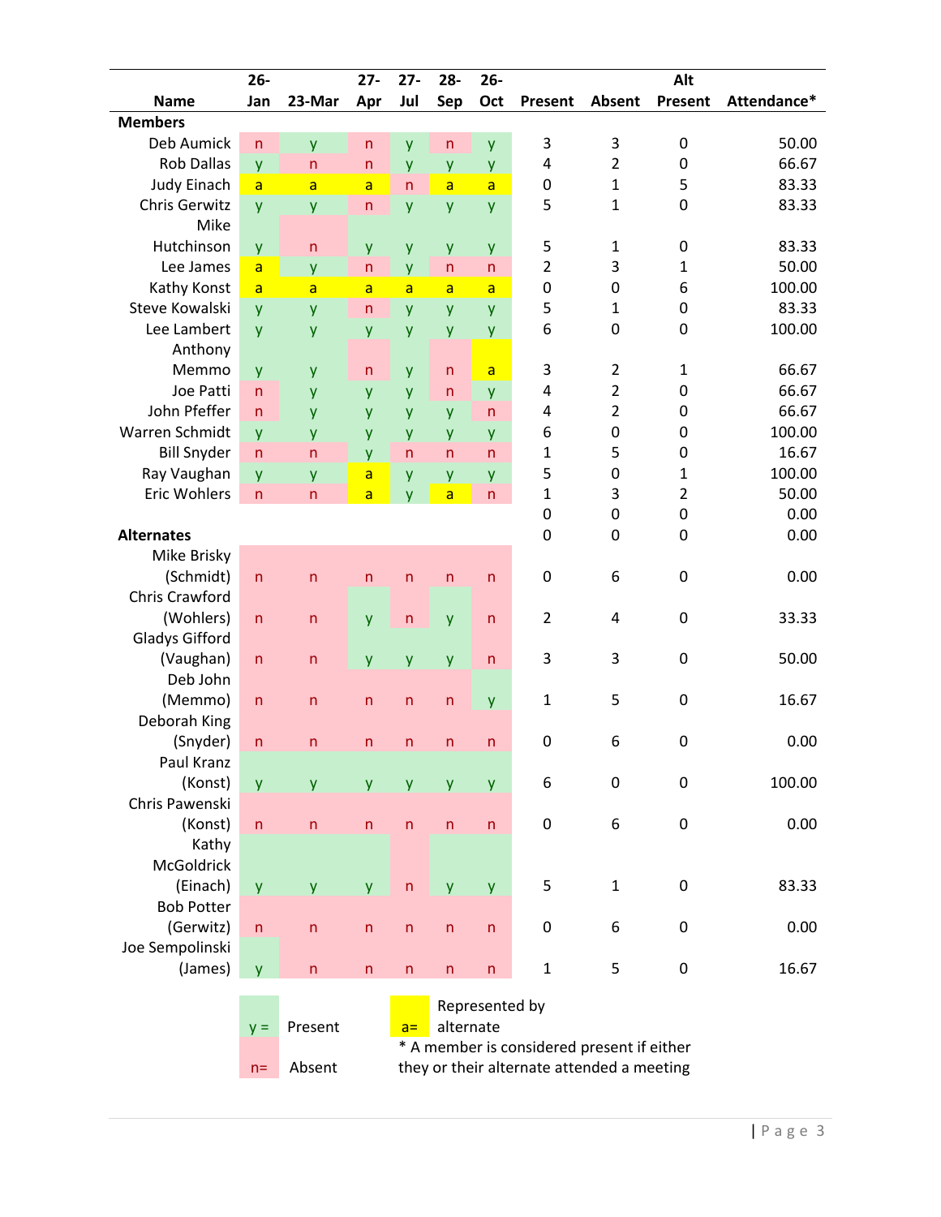| Name | 26-Jan | 23-Mar | 27-Apr | 27-Jul | 28-Sep | 26-Oct | Present | Absent | Alt Present | Attendance* |
|---|---|---|---|---|---|---|---|---|---|---|
| **Members** | | | | | | | | | | |
| Deb Aumick | n | y | n | y | n | y | 3 | 3 | 0 | 50.00 |
| Rob Dallas | y | n | n | y | y | y | 4 | 2 | 0 | 66.67 |
| Judy Einach | a | a | a | n | a | a | 0 | 1 | 5 | 83.33 |
| Chris Gerwitz | y | y | n | y | y | y | 5 | 1 | 0 | 83.33 |
| Mike Hutchinson | y | n | y | y | y | y | 5 | 1 | 0 | 83.33 |
| Lee James | a | y | n | y | n | n | 2 | 3 | 1 | 50.00 |
| Kathy Konst | a | a | a | a | a | a | 0 | 0 | 6 | 100.00 |
| Steve Kowalski | y | y | n | y | y | y | 5 | 1 | 0 | 83.33 |
| Lee Lambert | y | y | y | y | y | y | 6 | 0 | 0 | 100.00 |
| Anthony Memmo | y | y | n | y | n | a | 3 | 2 | 1 | 66.67 |
| Joe Patti | n | y | y | y | n | y | 4 | 2 | 0 | 66.67 |
| John Pfeffer | n | y | y | y | y | n | 4 | 2 | 0 | 66.67 |
| Warren Schmidt | y | y | y | y | y | y | 6 | 0 | 0 | 100.00 |
| Bill Snyder | n | n | y | n | n | n | 1 | 5 | 0 | 16.67 |
| Ray Vaughan | y | y | a | y | y | y | 5 | 0 | 1 | 100.00 |
| Eric Wohlers | n | n | a | y | a | n | 1 | 3 | 2 | 50.00 |
| | | | | | | | 0 | 0 | 0 | 0.00 |
| **Alternates** | | | | | | | 0 | 0 | 0 | 0.00 |
| Mike Brisky (Schmidt) | n | n | n | n | n | n | 0 | 6 | 0 | 0.00 |
| Chris Crawford (Wohlers) | n | n | y | n | y | n | 2 | 4 | 0 | 33.33 |
| Gladys Gifford (Vaughan) | n | n | y | y | y | n | 3 | 3 | 0 | 50.00 |
| Deb John (Memmo) | n | n | n | n | n | y | 1 | 5 | 0 | 16.67 |
| Deborah King (Snyder) | n | n | n | n | n | n | 0 | 6 | 0 | 0.00 |
| Paul Kranz (Konst) | y | y | y | y | y | y | 6 | 0 | 0 | 100.00 |
| Chris Pawenski (Konst) | n | n | n | n | n | n | 0 | 6 | 0 | 0.00 |
| Kathy McGoldrick (Einach) | y | y | y | n | y | y | 5 | 1 | 0 | 83.33 |
| Bob Potter (Gerwitz) | n | n | n | n | n | n | 0 | 6 | 0 | 0.00 |
| Joe Sempolinski (James) | y | n | n | n | n | n | 1 | 5 | 0 | 16.67 |

y = Present

n= Absent

a= Represented by alternate

* A member is considered present if either they or their alternate attended a meeting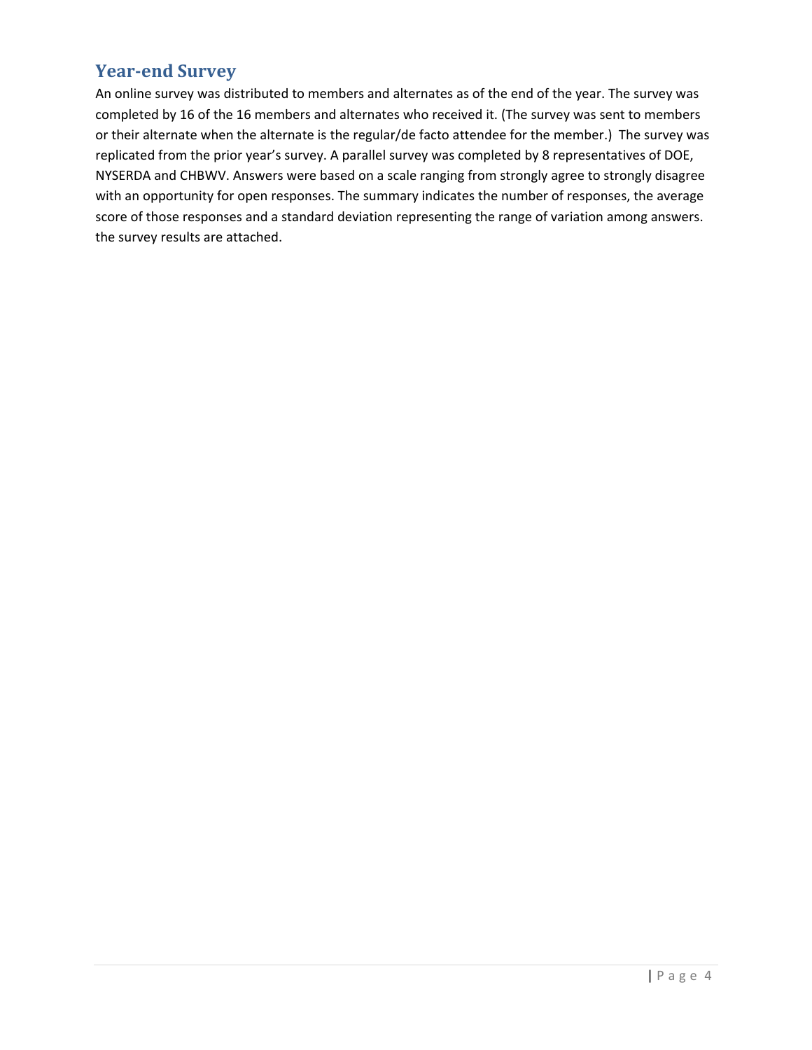## Year-end Survey

An online survey was distributed to members and alternates as of the end of the year. The survey was completed by 16 of the 16 members and alternates who received it. (The survey was sent to members or their alternate when the alternate is the regular/de facto attendee for the member.) The survey was replicated from the prior year's survey. A parallel survey was completed by 8 representatives of DOE, NYSERDA and CHBWV. Answers were based on a scale ranging from strongly agree to strongly disagree with an opportunity for open responses. The summary indicates the number of responses, the average score of those responses and a standard deviation representing the range of variation among answers. the survey results are attached.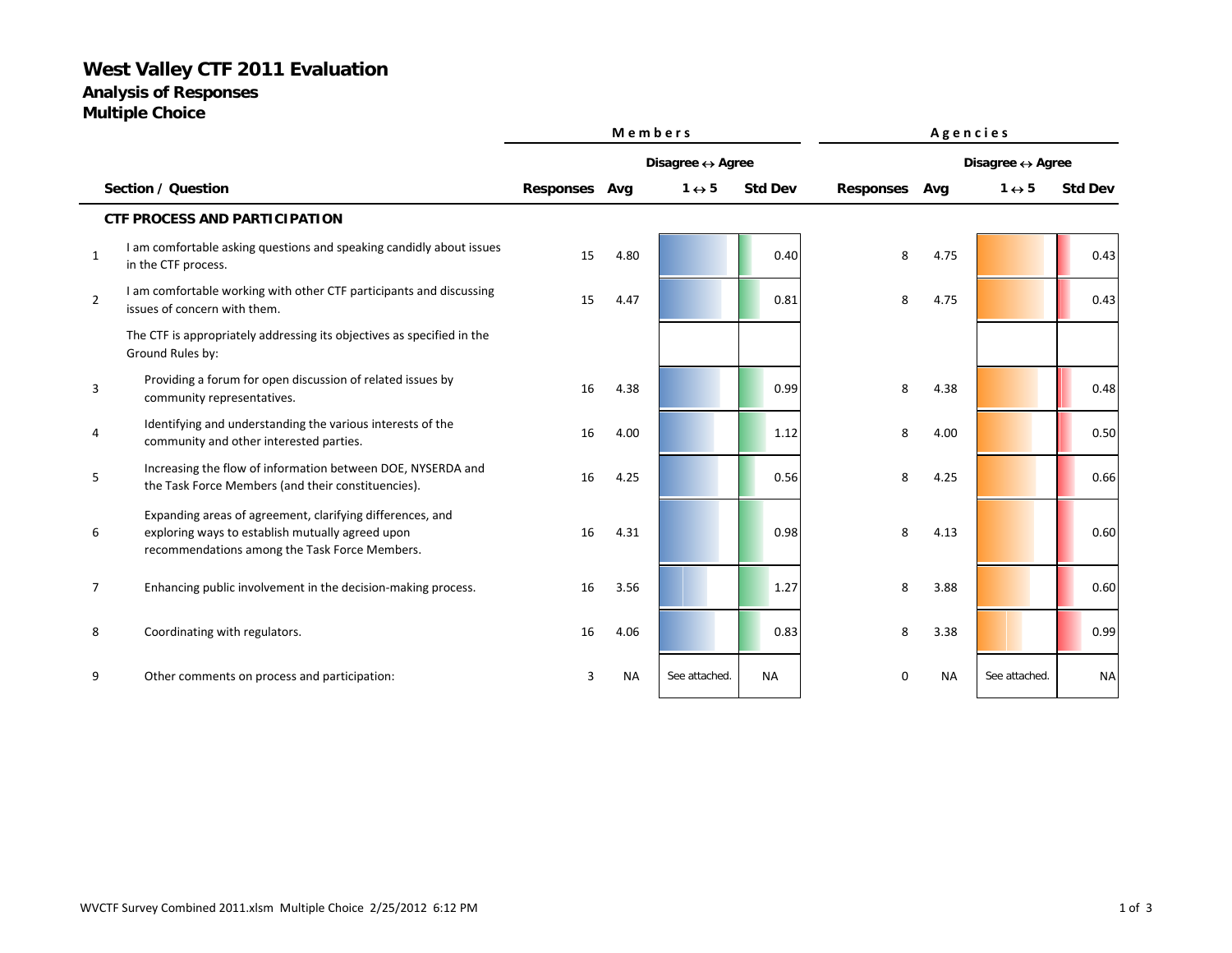# West Valley CTF 2011 Evaluation

## Analysis of Responses

## Multiple Choice

| | Section / Question | Members | | | | Agencies | | | |
|---|---|---|---|---|---|---|---|---|---|
| | | | | Disagree ↔ Agree | | | | Disagree ↔ Agree | |
| | | Responses | Avg | 1 ↔ 5 | Std Dev | Responses | Avg | 1 ↔ 5 | Std Dev |
| | **CTF PROCESS AND PARTICIPATION** | | | | | | | | |
| 1 | I am comfortable asking questions and speaking candidly about issues in the CTF process. | 15 | 4.80 | | 0.40 | 8 | 4.75 | | 0.43 |
| 2 | I am comfortable working with other CTF participants and discussing issues of concern with them. | 15 | 4.47 | | 0.81 | 8 | 4.75 | | 0.43 |
| | The CTF is appropriately addressing its objectives as specified in the Ground Rules by: | | | | | | | | |
| 3 | Providing a forum for open discussion of related issues by community representatives. | 16 | 4.38 | | 0.99 | 8 | 4.38 | | 0.48 |
| 4 | Identifying and understanding the various interests of the community and other interested parties. | 16 | 4.00 | | 1.12 | 8 | 4.00 | | 0.50 |
| 5 | Increasing the flow of information between DOE, NYSERDA and the Task Force Members (and their constituencies). | 16 | 4.25 | | 0.56 | 8 | 4.25 | | 0.66 |
| 6 | Expanding areas of agreement, clarifying differences, and exploring ways to establish mutually agreed upon recommendations among the Task Force Members. | 16 | 4.31 | | 0.98 | 8 | 4.13 | | 0.60 |
| 7 | Enhancing public involvement in the decision-making process. | 16 | 3.56 | | 1.27 | 8 | 3.88 | | 0.60 |
| 8 | Coordinating with regulators. | 16 | 4.06 | | 0.83 | 8 | 3.38 | | 0.99 |
| 9 | Other comments on process and participation: | 3 | NA | See attached. | NA | 0 | NA | See attached. | NA |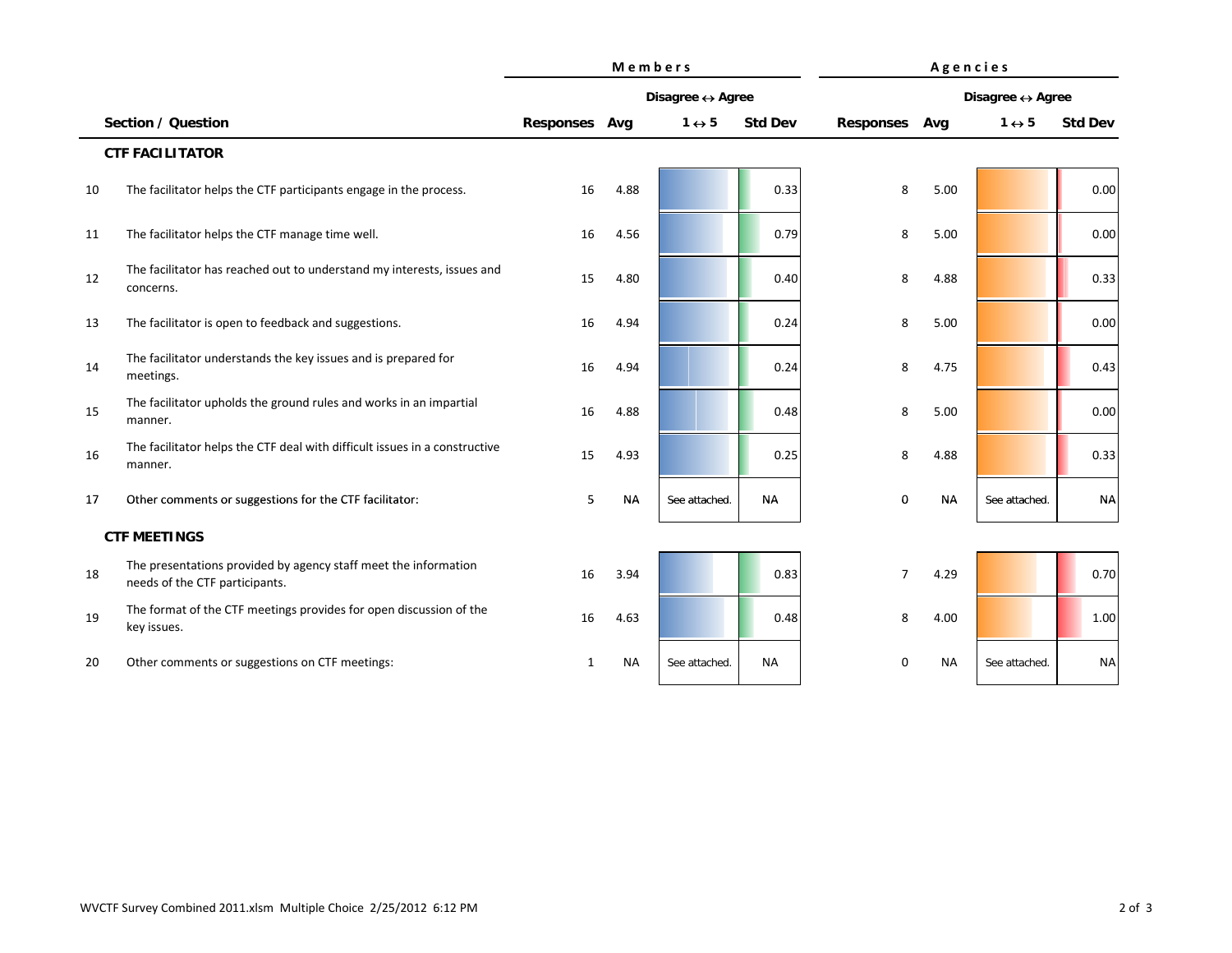| | | Members | | | | Agencies | | | |
|---|---|---|---|---|---|---|---|---|---|
| | | | | Disagree ↔ Agree | | | | Disagree ↔ Agree | |
| | **Section / Question** | **Responses** | **Avg** | **1 ↔ 5** | **Std Dev** | **Responses** | **Avg** | **1 ↔ 5** | **Std Dev** |
| | **CTF FACILITATOR** | | | | | | | | |
| 10 | The facilitator helps the CTF participants engage in the process. | 16 | 4.88 | | 0.33 | 8 | 5.00 | | 0.00 |
| 11 | The facilitator helps the CTF manage time well. | 16 | 4.56 | | 0.79 | 8 | 5.00 | | 0.00 |
| 12 | The facilitator has reached out to understand my interests, issues and concerns. | 15 | 4.80 | | 0.40 | 8 | 4.88 | | 0.33 |
| 13 | The facilitator is open to feedback and suggestions. | 16 | 4.94 | | 0.24 | 8 | 5.00 | | 0.00 |
| 14 | The facilitator understands the key issues and is prepared for meetings. | 16 | 4.94 | | 0.24 | 8 | 4.75 | | 0.43 |
| 15 | The facilitator upholds the ground rules and works in an impartial manner. | 16 | 4.88 | | 0.48 | 8 | 5.00 | | 0.00 |
| 16 | The facilitator helps the CTF deal with difficult issues in a constructive manner. | 15 | 4.93 | | 0.25 | 8 | 4.88 | | 0.33 |
| 17 | Other comments or suggestions for the CTF facilitator: | 5 | NA | See attached. | NA | 0 | NA | See attached. | NA |
| | **CTF MEETINGS** | | | | | | | | |
| 18 | The presentations provided by agency staff meet the information needs of the CTF participants. | 16 | 3.94 | | 0.83 | 7 | 4.29 | | 0.70 |
| 19 | The format of the CTF meetings provides for open discussion of the key issues. | 16 | 4.63 | | 0.48 | 8 | 4.00 | | 1.00 |
| 20 | Other comments or suggestions on CTF meetings: | 1 | NA | See attached. | NA | 0 | NA | See attached. | NA |

WVCTF Survey Combined 2011.xlsm Multiple Choice 2/25/2012 6:12 PM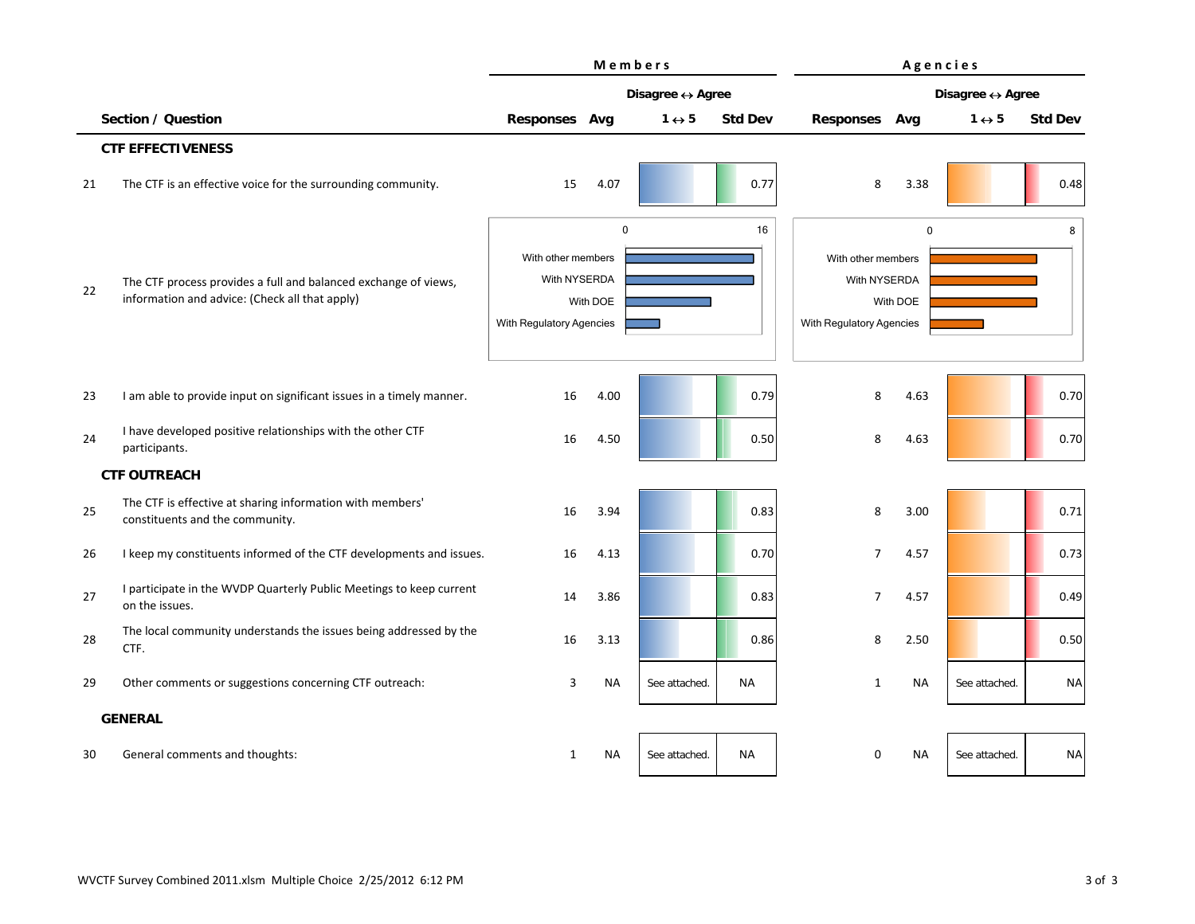| | Section / Question | Members | | | | Agencies | | | |
|---|---|---|---|---|---|---|---|---|---|
| | | | | Disagree ↔ Agree | | | | Disagree ↔ Agree | |
| | | Responses | Avg | 1 ↔ 5 | Std Dev | Responses | Avg | 1 ↔ 5 | Std Dev |
| | **CTF EFFECTIVENESS** | | | | | | | | |
| 21 | The CTF is an effective voice for the surrounding community. | 15 | 4.07 | | 0.77 | 8 | 3.38 | | 0.48 |
| 22 | The CTF process provides a full and balanced exchange of views, information and advice: (Check all that apply) | | | | | | | | |
| 23 | I am able to provide input on significant issues in a timely manner. | 16 | 4.00 | | 0.79 | 8 | 4.63 | | 0.70 |
| 24 | I have developed positive relationships with the other CTF participants. | 16 | 4.50 | | 0.50 | 8 | 4.63 | | 0.70 |
| | **CTF OUTREACH** | | | | | | | | |
| 25 | The CTF is effective at sharing information with members' constituents and the community. | 16 | 3.94 | | 0.83 | 8 | 3.00 | | 0.71 |
| 26 | I keep my constituents informed of the CTF developments and issues. | 16 | 4.13 | | 0.70 | 7 | 4.57 | | 0.73 |
| 27 | I participate in the WVDP Quarterly Public Meetings to keep current on the issues. | 14 | 3.86 | | 0.83 | 7 | 4.57 | | 0.49 |
| 28 | The local community understands the issues being addressed by the CTF. | 16 | 3.13 | | 0.86 | 8 | 2.50 | | 0.50 |
| 29 | Other comments or suggestions concerning CTF outreach: | 3 | NA | See attached. | NA | 1 | NA | See attached. | NA |
| | **GENERAL** | | | | | | | | |
| 30 | General comments and thoughts: | 1 | NA | See attached. | NA | 0 | NA | See attached. | NA |

Question 22 charts (Members scale 0–16; Agencies scale 0–8):

| | Members | Agencies |
|---|---|---|
| With other members | 15 | 7 |
| With NYSERDA | 15 | 7 |
| With DOE | 10 | 7 |
| With Regulatory Agencies | 4 | 4 |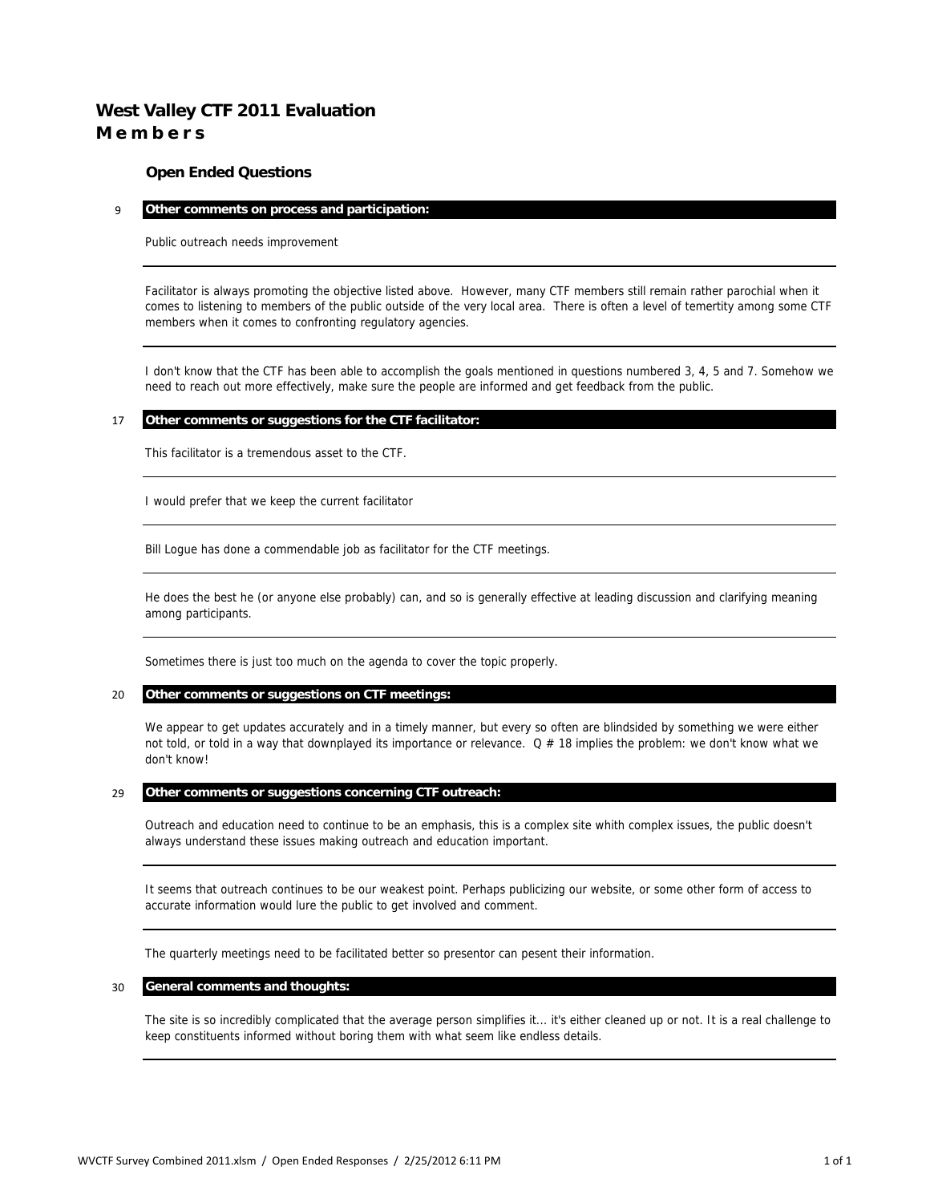# West Valley CTF 2011 Evaluation
## M e m b e r s

### Open Ended Questions

**9 Other comments on process and participation:**

Public outreach needs improvement

---

Facilitator is always promoting the objective listed above. However, many CTF members still remain rather parochial when it comes to listening to members of the public outside of the very local area. There is often a level of temertity among some CTF members when it comes to confronting regulatory agencies.

---

I don't know that the CTF has been able to accomplish the goals mentioned in questions numbered 3, 4, 5 and 7. Somehow we need to reach out more effectively, make sure the people are informed and get feedback from the public.

**17 Other comments or suggestions for the CTF facilitator:**

This facilitator is a tremendous asset to the CTF.

---

I would prefer that we keep the current facilitator

---

Bill Logue has done a commendable job as facilitator for the CTF meetings.

---

He does the best he (or anyone else probably) can, and so is generally effective at leading discussion and clarifying meaning among participants.

---

Sometimes there is just too much on the agenda to cover the topic properly.

**20 Other comments or suggestions on CTF meetings:**

We appear to get updates accurately and in a timely manner, but every so often are blindsided by something we were either not told, or told in a way that downplayed its importance or relevance. Q # 18 implies the problem: we don't know what we don't know!

**29 Other comments or suggestions concerning CTF outreach:**

Outreach and education need to continue to be an emphasis, this is a complex site whith complex issues, the public doesn't always understand these issues making outreach and education important.

---

It seems that outreach continues to be our weakest point. Perhaps publicizing our website, or some other form of access to accurate information would lure the public to get involved and comment.

---

The quarterly meetings need to be facilitated better so presentor can pesent their information.

**30 General comments and thoughts:**

The site is so incredibly complicated that the average person simplifies it... it's either cleaned up or not. It is a real challenge to keep constituents informed without boring them with what seem like endless details.

---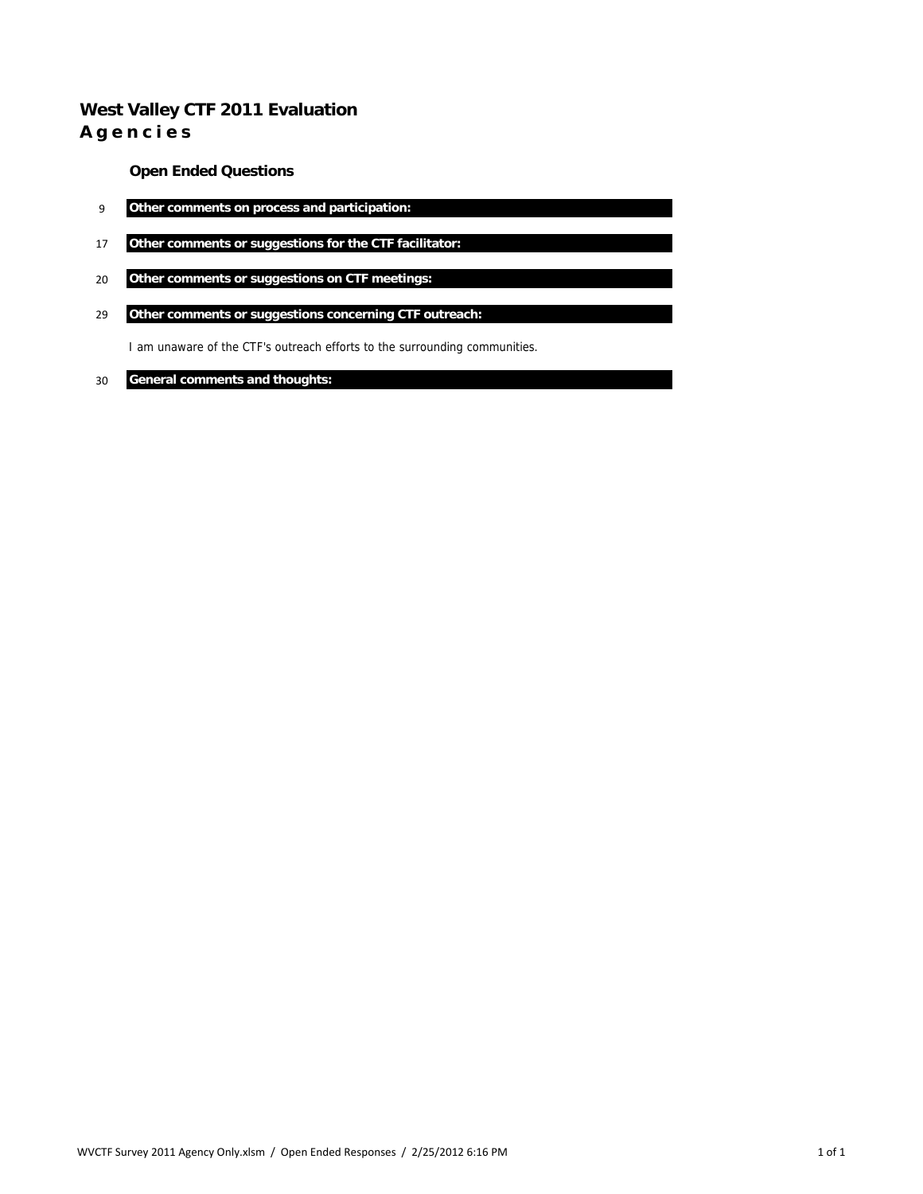# West Valley CTF 2011 Evaluation
## A g e n c i e s

### Open Ended Questions

9 **Other comments on process and participation:**

17 **Other comments or suggestions for the CTF facilitator:**

20 **Other comments or suggestions on CTF meetings:**

29 **Other comments or suggestions concerning CTF outreach:**

I am unaware of the CTF's outreach efforts to the surrounding communities.

30 **General comments and thoughts:**